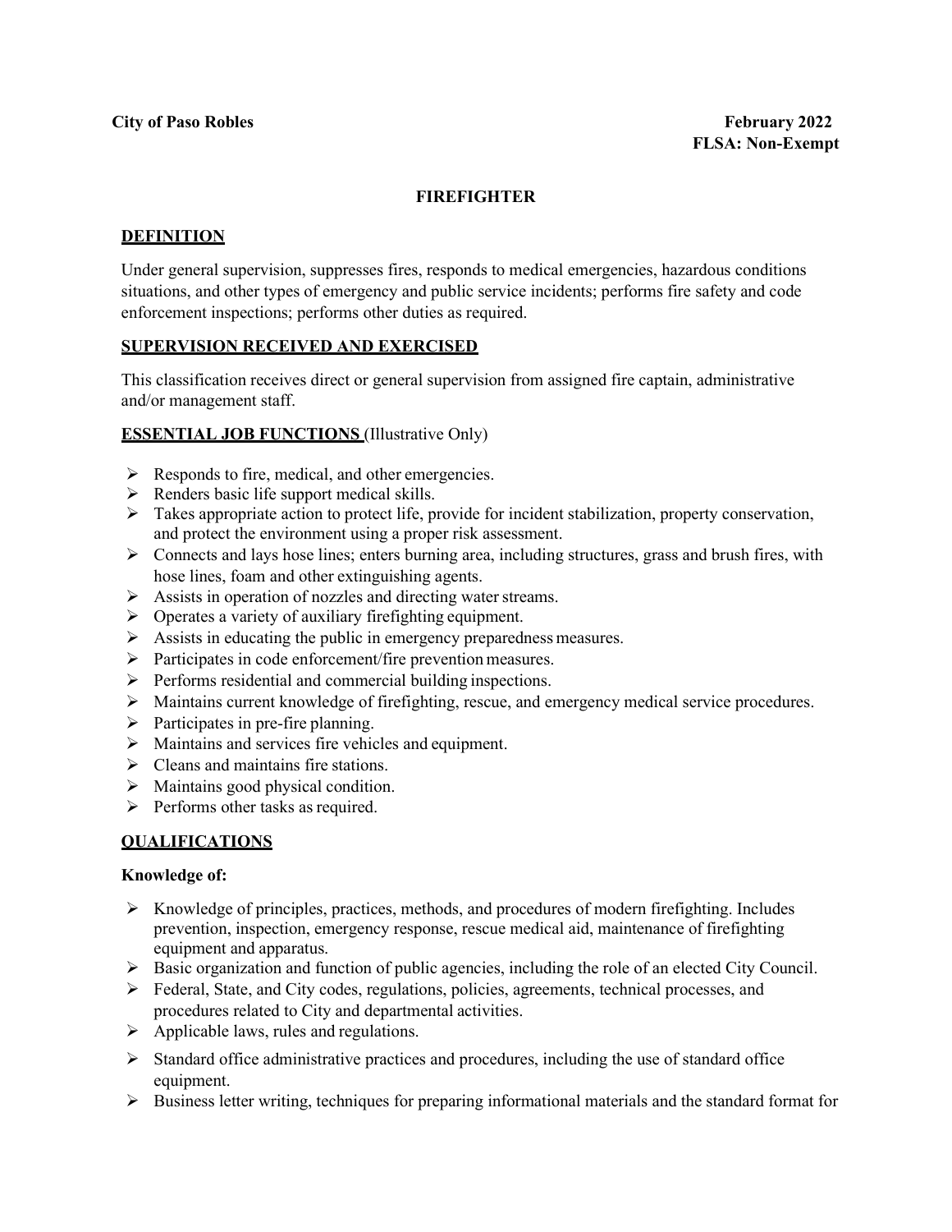**City of Paso Robles** **February 2022**

**FLSA: Non-Exempt**

# FIREFIGHTER

## DEFINITION

Under general supervision, suppresses fires, responds to medical emergencies, hazardous conditions situations, and other types of emergency and public service incidents; performs fire safety and code enforcement inspections; performs other duties as required.

## SUPERVISION RECEIVED AND EXERCISED

This classification receives direct or general supervision from assigned fire captain, administrative and/or management staff.

## ESSENTIAL JOB FUNCTIONS (Illustrative Only)

- Responds to fire, medical, and other emergencies.
- Renders basic life support medical skills.
- Takes appropriate action to protect life, provide for incident stabilization, property conservation, and protect the environment using a proper risk assessment.
- Connects and lays hose lines; enters burning area, including structures, grass and brush fires, with hose lines, foam and other extinguishing agents.
- Assists in operation of nozzles and directing water streams.
- Operates a variety of auxiliary firefighting equipment.
- Assists in educating the public in emergency preparedness measures.
- Participates in code enforcement/fire prevention measures.
- Performs residential and commercial building inspections.
- Maintains current knowledge of firefighting, rescue, and emergency medical service procedures.
- Participates in pre-fire planning.
- Maintains and services fire vehicles and equipment.
- Cleans and maintains fire stations.
- Maintains good physical condition.
- Performs other tasks as required.

## QUALIFICATIONS

**Knowledge of:**

- Knowledge of principles, practices, methods, and procedures of modern firefighting. Includes prevention, inspection, emergency response, rescue medical aid, maintenance of firefighting equipment and apparatus.
- Basic organization and function of public agencies, including the role of an elected City Council.
- Federal, State, and City codes, regulations, policies, agreements, technical processes, and procedures related to City and departmental activities.
- Applicable laws, rules and regulations.
- Standard office administrative practices and procedures, including the use of standard office equipment.
- Business letter writing, techniques for preparing informational materials and the standard format for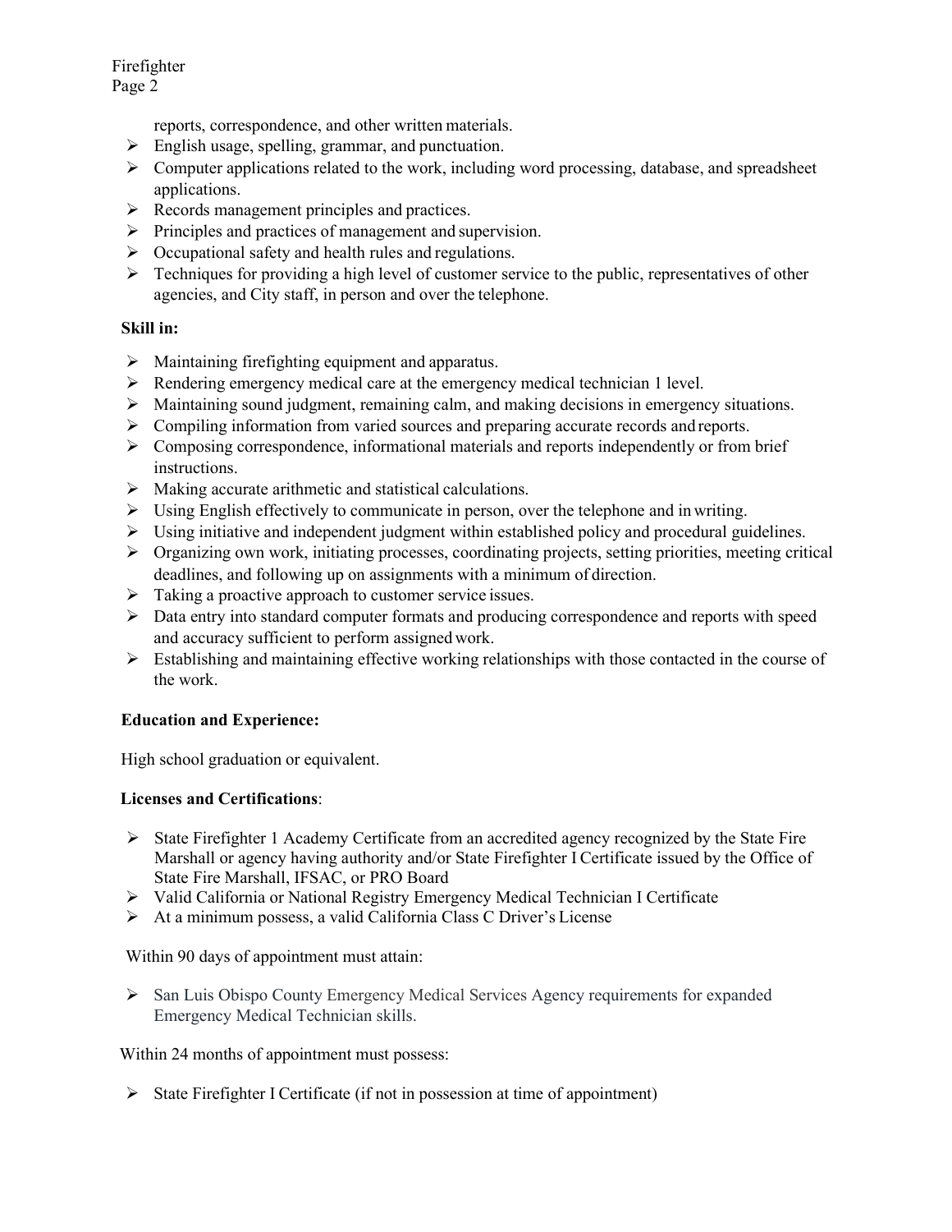reports, correspondence, and other written materials.

- English usage, spelling, grammar, and punctuation.
- Computer applications related to the work, including word processing, database, and spreadsheet applications.
- Records management principles and practices.
- Principles and practices of management and supervision.
- Occupational safety and health rules and regulations.
- Techniques for providing a high level of customer service to the public, representatives of other agencies, and City staff, in person and over the telephone.

**Skill in:**

- Maintaining firefighting equipment and apparatus.
- Rendering emergency medical care at the emergency medical technician 1 level.
- Maintaining sound judgment, remaining calm, and making decisions in emergency situations.
- Compiling information from varied sources and preparing accurate records and reports.
- Composing correspondence, informational materials and reports independently or from brief instructions.
- Making accurate arithmetic and statistical calculations.
- Using English effectively to communicate in person, over the telephone and in writing.
- Using initiative and independent judgment within established policy and procedural guidelines.
- Organizing own work, initiating processes, coordinating projects, setting priorities, meeting critical deadlines, and following up on assignments with a minimum of direction.
- Taking a proactive approach to customer service issues.
- Data entry into standard computer formats and producing correspondence and reports with speed and accuracy sufficient to perform assigned work.
- Establishing and maintaining effective working relationships with those contacted in the course of the work.

**Education and Experience:**

High school graduation or equivalent.

**Licenses and Certifications**:

- State Firefighter 1 Academy Certificate from an accredited agency recognized by the State Fire Marshall or agency having authority and/or State Firefighter I Certificate issued by the Office of State Fire Marshall, IFSAC, or PRO Board
- Valid California or National Registry Emergency Medical Technician I Certificate
- At a minimum possess, a valid California Class C Driver's License

Within 90 days of appointment must attain:

- San Luis Obispo County Emergency Medical Services Agency requirements for expanded Emergency Medical Technician skills.

Within 24 months of appointment must possess:

- State Firefighter I Certificate (if not in possession at time of appointment)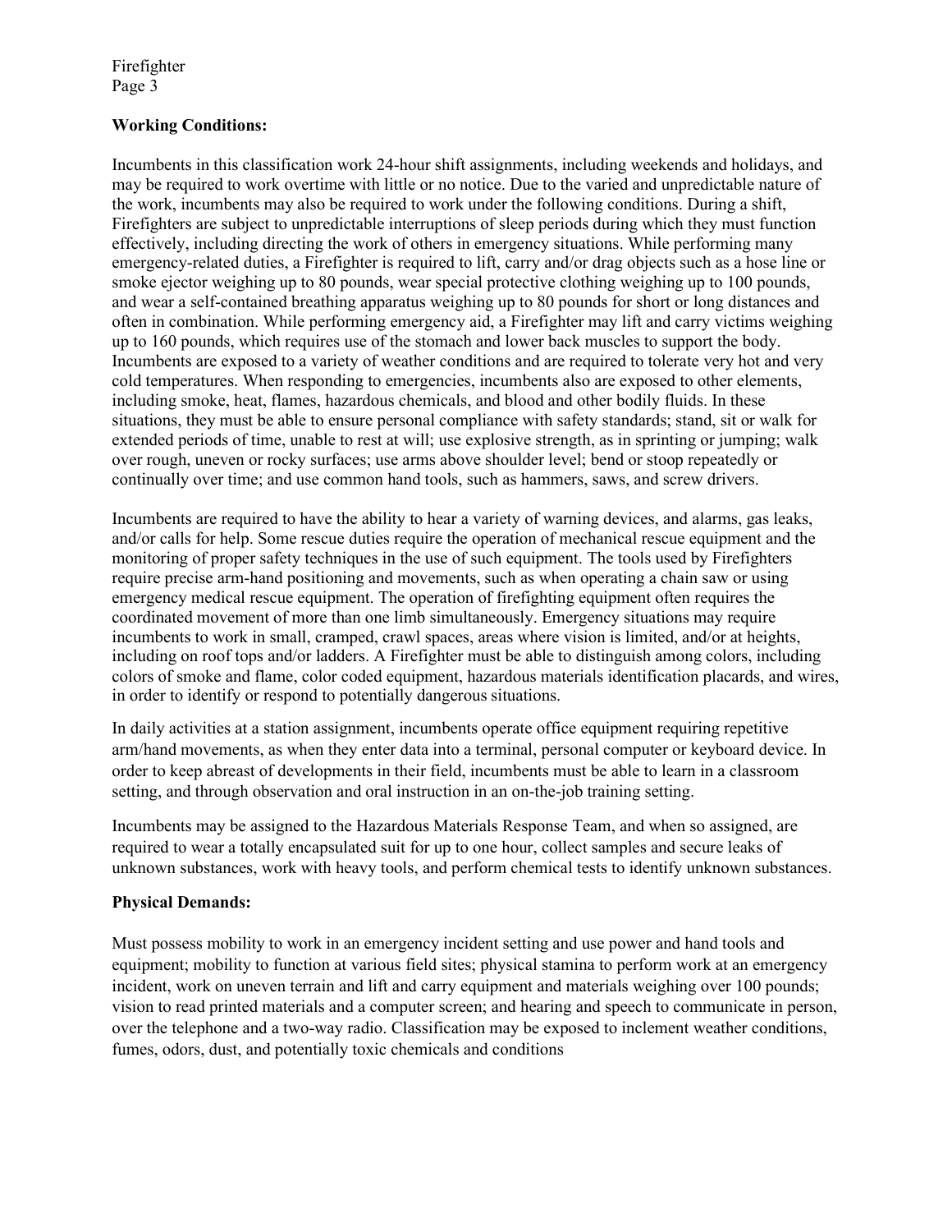**Working Conditions:**

Incumbents in this classification work 24-hour shift assignments, including weekends and holidays, and may be required to work overtime with little or no notice. Due to the varied and unpredictable nature of the work, incumbents may also be required to work under the following conditions. During a shift, Firefighters are subject to unpredictable interruptions of sleep periods during which they must function effectively, including directing the work of others in emergency situations. While performing many emergency-related duties, a Firefighter is required to lift, carry and/or drag objects such as a hose line or smoke ejector weighing up to 80 pounds, wear special protective clothing weighing up to 100 pounds, and wear a self-contained breathing apparatus weighing up to 80 pounds for short or long distances and often in combination. While performing emergency aid, a Firefighter may lift and carry victims weighing up to 160 pounds, which requires use of the stomach and lower back muscles to support the body. Incumbents are exposed to a variety of weather conditions and are required to tolerate very hot and very cold temperatures. When responding to emergencies, incumbents also are exposed to other elements, including smoke, heat, flames, hazardous chemicals, and blood and other bodily fluids. In these situations, they must be able to ensure personal compliance with safety standards; stand, sit or walk for extended periods of time, unable to rest at will; use explosive strength, as in sprinting or jumping; walk over rough, uneven or rocky surfaces; use arms above shoulder level; bend or stoop repeatedly or continually over time; and use common hand tools, such as hammers, saws, and screw drivers.

Incumbents are required to have the ability to hear a variety of warning devices, and alarms, gas leaks, and/or calls for help. Some rescue duties require the operation of mechanical rescue equipment and the monitoring of proper safety techniques in the use of such equipment. The tools used by Firefighters require precise arm-hand positioning and movements, such as when operating a chain saw or using emergency medical rescue equipment. The operation of firefighting equipment often requires the coordinated movement of more than one limb simultaneously. Emergency situations may require incumbents to work in small, cramped, crawl spaces, areas where vision is limited, and/or at heights, including on roof tops and/or ladders. A Firefighter must be able to distinguish among colors, including colors of smoke and flame, color coded equipment, hazardous materials identification placards, and wires, in order to identify or respond to potentially dangerous situations.

In daily activities at a station assignment, incumbents operate office equipment requiring repetitive arm/hand movements, as when they enter data into a terminal, personal computer or keyboard device. In order to keep abreast of developments in their field, incumbents must be able to learn in a classroom setting, and through observation and oral instruction in an on-the-job training setting.

Incumbents may be assigned to the Hazardous Materials Response Team, and when so assigned, are required to wear a totally encapsulated suit for up to one hour, collect samples and secure leaks of unknown substances, work with heavy tools, and perform chemical tests to identify unknown substances.

**Physical Demands:**

Must possess mobility to work in an emergency incident setting and use power and hand tools and equipment; mobility to function at various field sites; physical stamina to perform work at an emergency incident, work on uneven terrain and lift and carry equipment and materials weighing over 100 pounds; vision to read printed materials and a computer screen; and hearing and speech to communicate in person, over the telephone and a two-way radio. Classification may be exposed to inclement weather conditions, fumes, odors, dust, and potentially toxic chemicals and conditions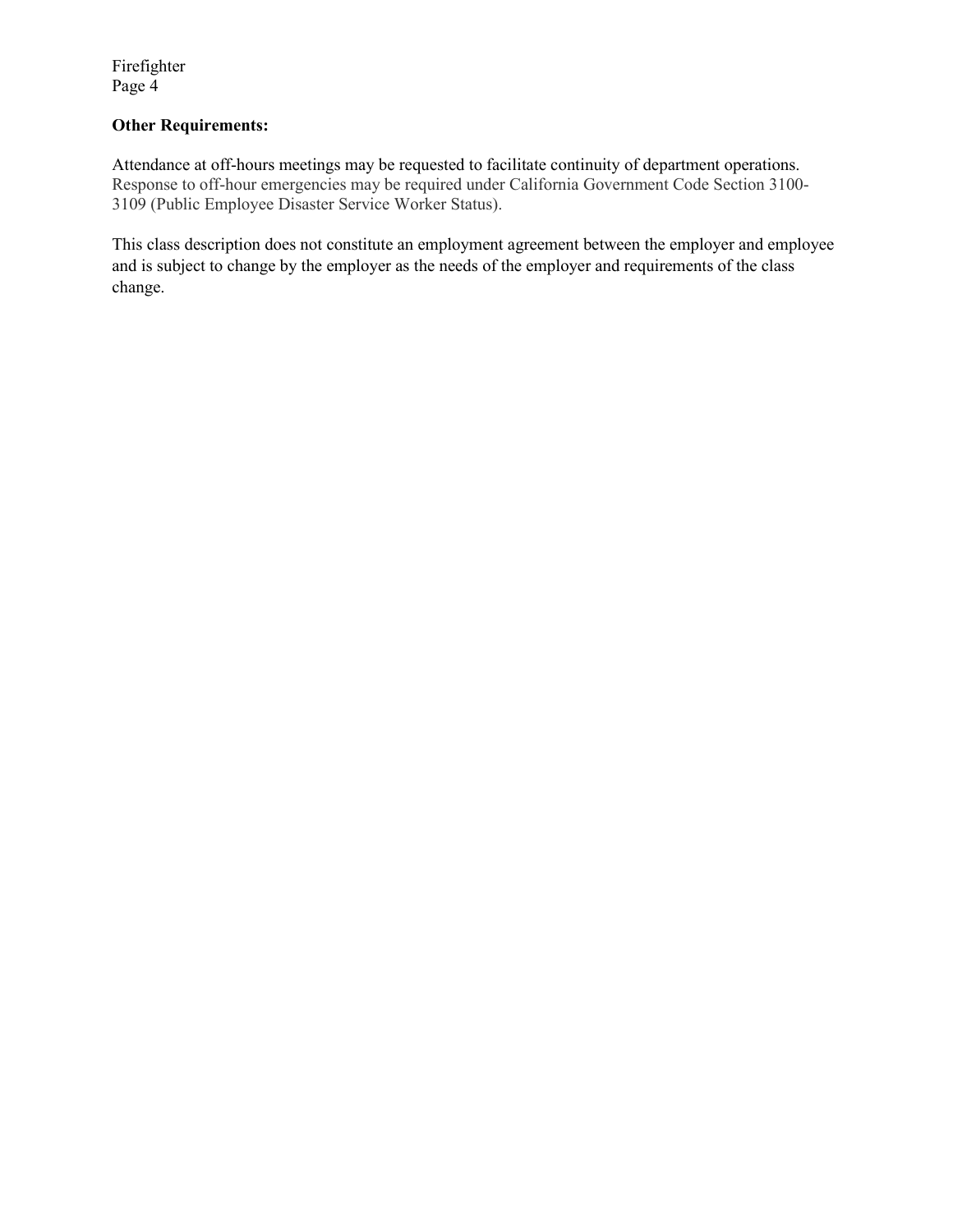**Other Requirements:**

Attendance at off-hours meetings may be requested to facilitate continuity of department operations. Response to off-hour emergencies may be required under California Government Code Section 3100-3109 (Public Employee Disaster Service Worker Status).

This class description does not constitute an employment agreement between the employer and employee and is subject to change by the employer as the needs of the employer and requirements of the class change.